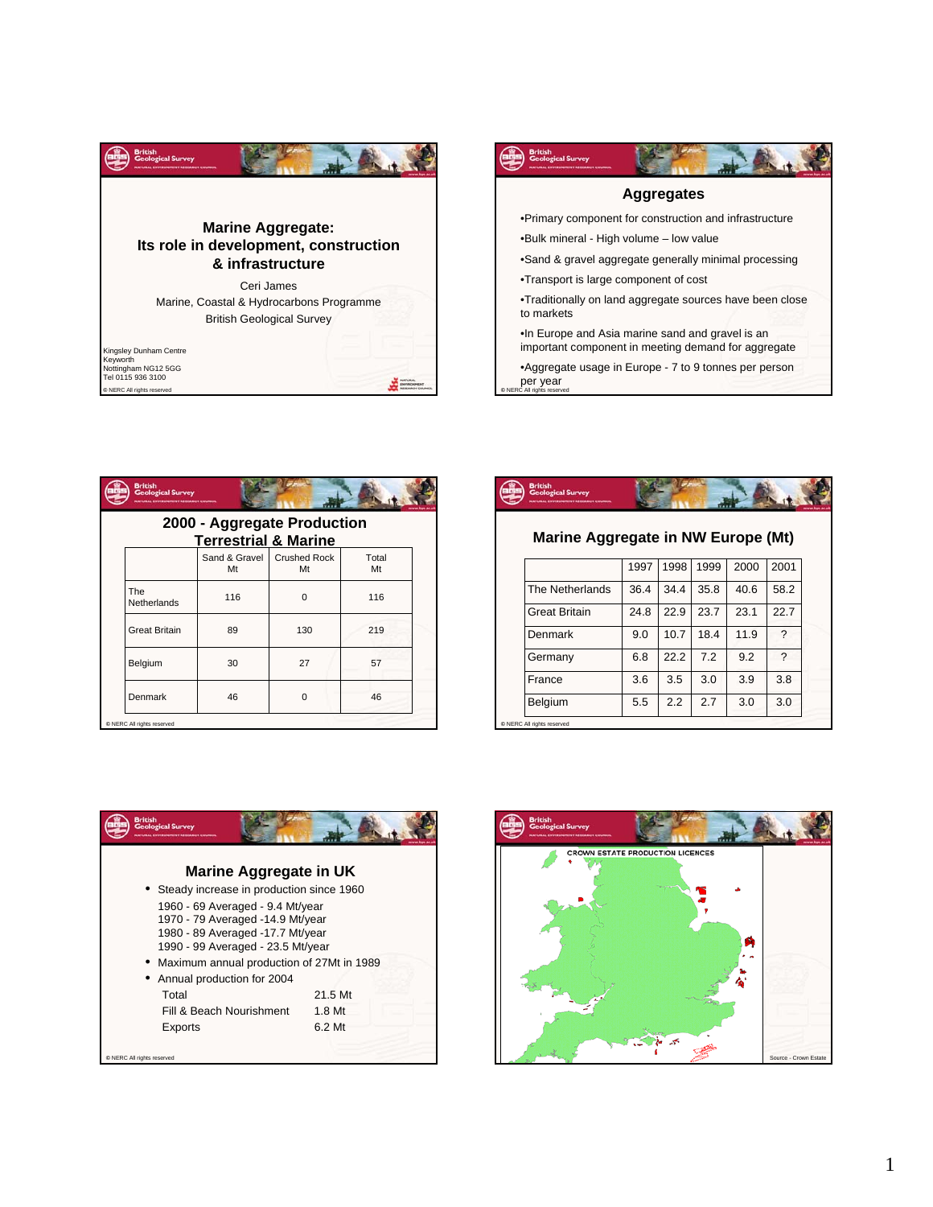# Marine Aggregate: Its role in development, construction & infrastructure

Ceri James

Marine, Coastal & Hydrocarbons Programme

British Geological Survey

Kingsley Dunham Centre
Keyworth
Nottingham NG12 5GG
Tel 0115 936 3100

© NERC All rights reserved

## Aggregates

- Primary component for construction and infrastructure
- Bulk mineral - High volume – low value
- Sand & gravel aggregate generally minimal processing
- Transport is large component of cost
- Traditionally on land aggregate sources have been close to markets
- In Europe and Asia marine sand and gravel is an important component in meeting demand for aggregate
- Aggregate usage in Europe - 7 to 9 tonnes per person per year

© NERC All rights reserved

## 2000 - Aggregate Production Terrestrial & Marine

| | Sand & Gravel Mt | Crushed Rock Mt | Total Mt |
|---|---|---|---|
| The Netherlands | 116 | 0 | 116 |
| Great Britain | 89 | 130 | 219 |
| Belgium | 30 | 27 | 57 |
| Denmark | 46 | 0 | 46 |

© NERC All rights reserved

## Marine Aggregate in NW Europe (Mt)

| | 1997 | 1998 | 1999 | 2000 | 2001 |
|---|---|---|---|---|---|
| The Netherlands | 36.4 | 34.4 | 35.8 | 40.6 | 58.2 |
| Great Britain | 24.8 | 22.9 | 23.7 | 23.1 | 22.7 |
| Denmark | 9.0 | 10.7 | 18.4 | 11.9 | ? |
| Germany | 6.8 | 22.2 | 7.2 | 9.2 | ? |
| France | 3.6 | 3.5 | 3.0 | 3.9 | 3.8 |
| Belgium | 5.5 | 2.2 | 2.7 | 3.0 | 3.0 |

© NERC All rights reserved

## Marine Aggregate in UK

- Steady increase in production since 1960

  1960 - 69 Averaged - 9.4 Mt/year
  1970 - 79 Averaged -14.9 Mt/year
  1980 - 89 Averaged -17.7 Mt/year
  1990 - 99 Averaged - 23.5 Mt/year
- Maximum annual production of 27Mt in 1989
- Annual production for 2004

| | |
|---|---|
| Total | 21.5 Mt |
| Fill & Beach Nourishment | 1.8 Mt |
| Exports | 6.2 Mt |

© NERC All rights reserved

CROWN ESTATE PRODUCTION LICENCES

Source - Crown Estate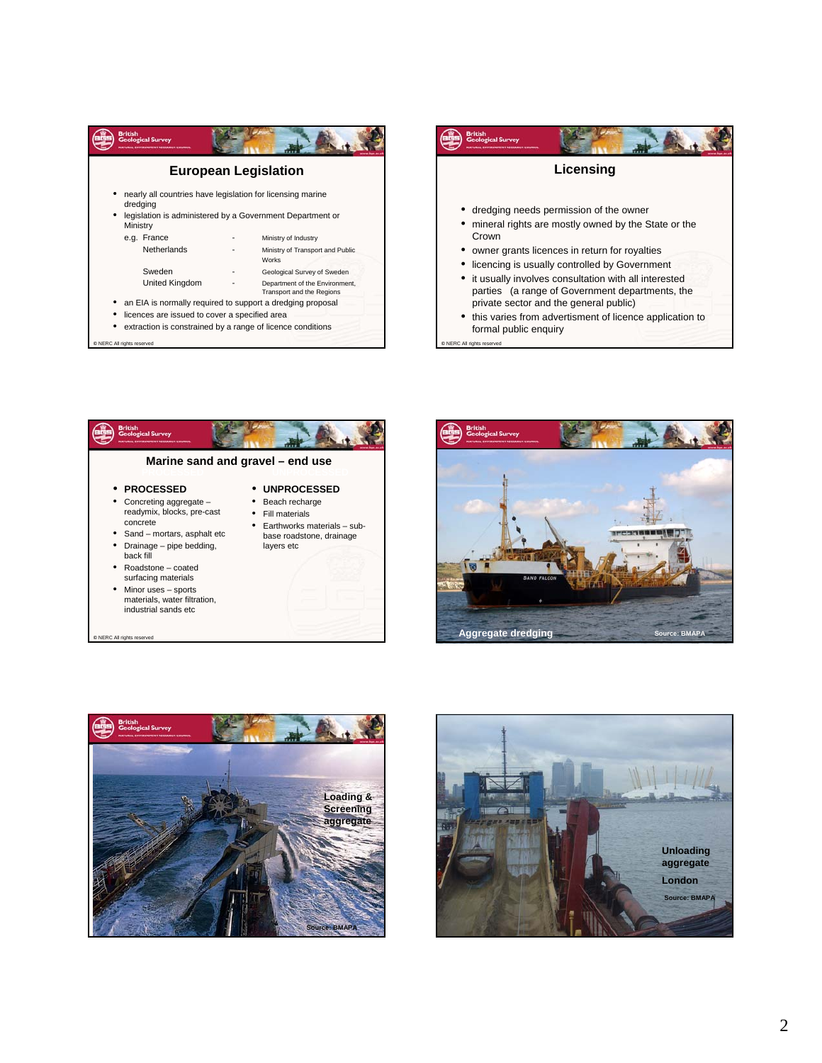## European Legislation

- nearly all countries have legislation for licensing marine dredging
- legislation is administered by a Government Department or Ministry

| e.g. | | |
|---|---|---|
| France | - | Ministry of Industry |
| Netherlands | - | Ministry of Transport and Public Works |
| Sweden | - | Geological Survey of Sweden |
| United Kingdom | - | Department of the Environment, Transport and the Regions |

- an EIA is normally required to support a dredging proposal
- licences are issued to cover a specified area
- extraction is constrained by a range of licence conditions

© NERC All rights reserved

## Licensing

- dredging needs permission of the owner
- mineral rights are mostly owned by the State or the Crown
- owner grants licences in return for royalties
- licencing is usually controlled by Government
- it usually involves consultation with all interested parties (a range of Government departments, the private sector and the general public)
- this varies from advertisment of licence application to formal public enquiry

© NERC All rights reserved

## Marine sand and gravel – end use

- **PROCESSED**
  - Concreting aggregate – readymix, blocks, pre-cast concrete
  - Sand – mortars, asphalt etc
  - Drainage – pipe bedding, back fill
  - Roadstone – coated surfacing materials
  - Minor uses – sports materials, water filtration, industrial sands etc
- **UNPROCESSED**
  - Beach recharge
  - Fill materials
  - Earthworks materials – sub-base roadstone, drainage layers etc

© NERC All rights reserved

Aggregate dredging — Source: BMAPA

Loading & Screening aggregate — Source: BMAPA

Unloading aggregate London — Source: BMAPA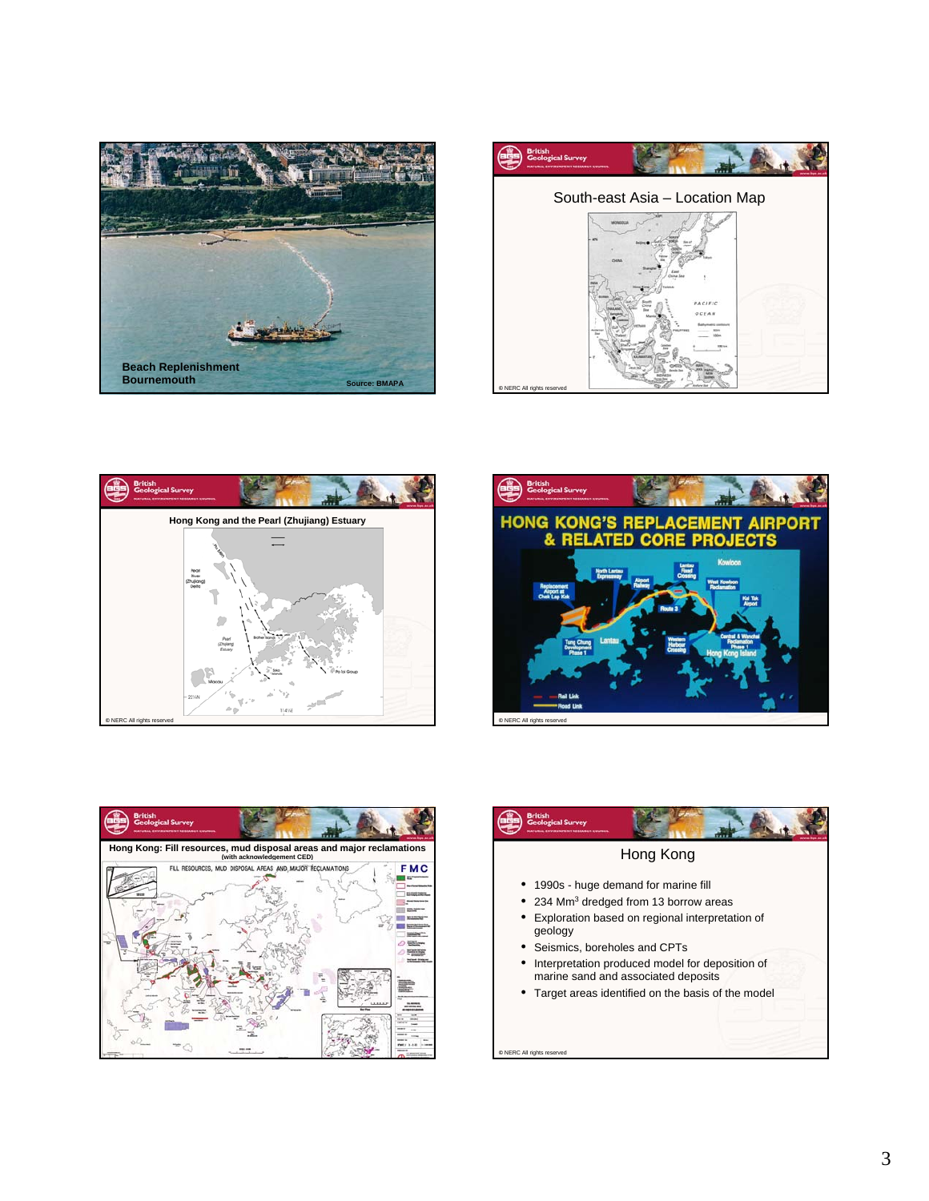Beach Replenishment
Bournemouth

Source: BMAPA

## South-east Asia – Location Map

© NERC All rights reserved

### Hong Kong and the Pearl (Zhujiang) Estuary

© NERC All rights reserved

## HONG KONG'S REPLACEMENT AIRPORT & RELATED CORE PROJECTS

© NERC All rights reserved

### Hong Kong: Fill resources, mud disposal areas and major reclamations

(with acknowledgement CED)

## Hong Kong

- 1990s - huge demand for marine fill
- 234 $Mm^3$ dredged from 13 borrow areas
- Exploration based on regional interpretation of geology
- Seismics, boreholes and CPTs
- Interpretation produced model for deposition of marine sand and associated deposits
- Target areas identified on the basis of the model

© NERC All rights reserved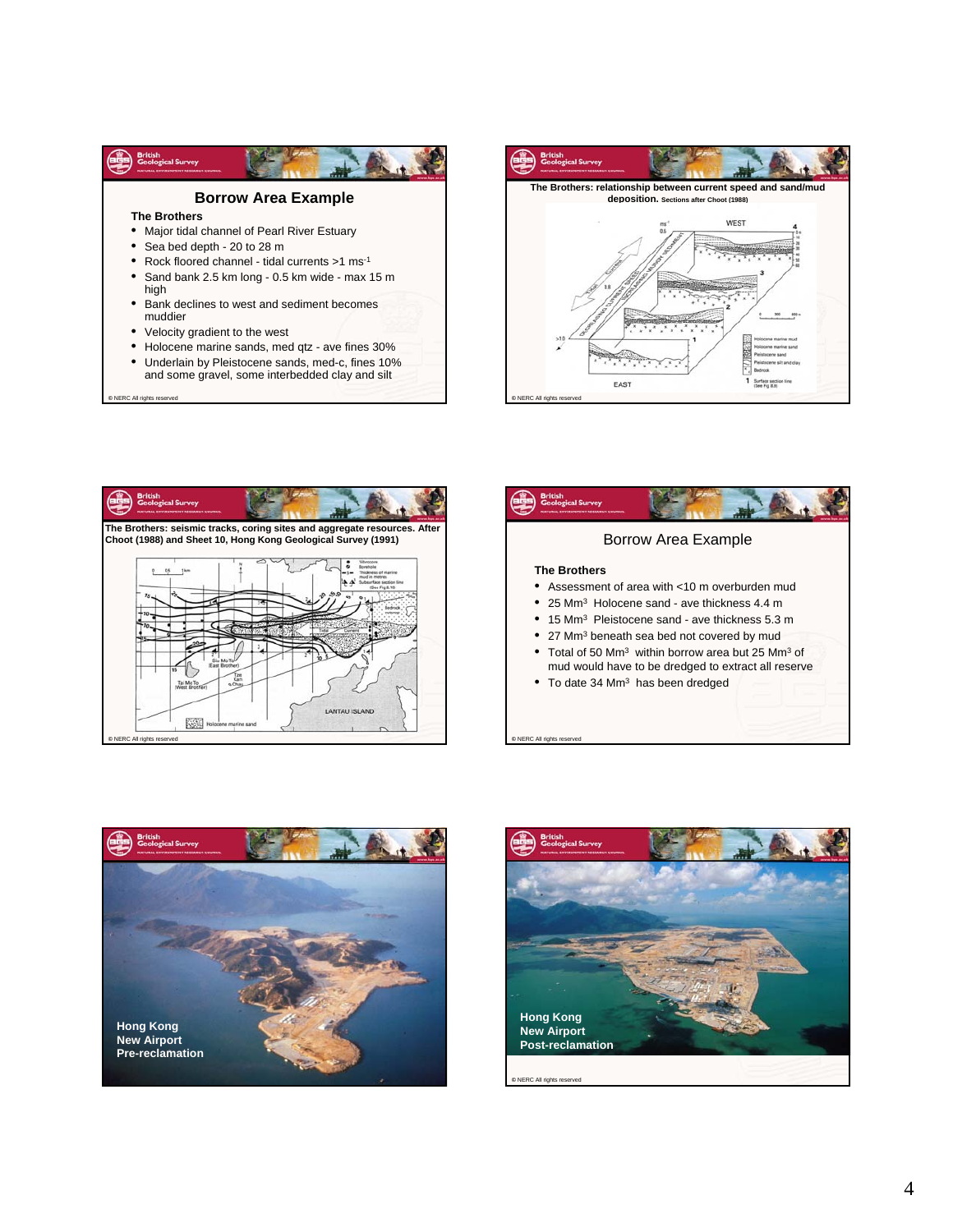## Borrow Area Example

**The Brothers**

- Major tidal channel of Pearl River Estuary
- Sea bed depth - 20 to 28 m
- Rock floored channel - tidal currents >1 ms$^{-1}$
- Sand bank 2.5 km long - 0.5 km wide - max 15 m high
- Bank declines to west and sediment becomes muddier
- Velocity gradient to the west
- Holocene marine sands, med qtz - ave fines 30%
- Underlain by Pleistocene sands, med-c, fines 10% and some gravel, some interbedded clay and silt

© NERC All rights reserved

**The Brothers: relationship between current speed and sand/mud deposition.** Sections after Choot (1988)

© NERC All rights reserved

**The Brothers: seismic tracks, coring sites and aggregate resources. After Choot (1988) and Sheet 10, Hong Kong Geological Survey (1991)**

© NERC All rights reserved

## Borrow Area Example

**The Brothers**

- Assessment of area with <10 m overburden mud
- 25 Mm$^3$ Holocene sand - ave thickness 4.4 m
- 15 Mm$^3$ Pleistocene sand - ave thickness 5.3 m
- 27 Mm$^3$ beneath sea bed not covered by mud
- Total of 50 Mm$^3$ within borrow area but 25 Mm$^3$ of mud would have to be dredged to extract all reserve
- To date 34 Mm$^3$ has been dredged

© NERC All rights reserved

Hong Kong New Airport Pre-reclamation

Hong Kong New Airport Post-reclamation

© NERC All rights reserved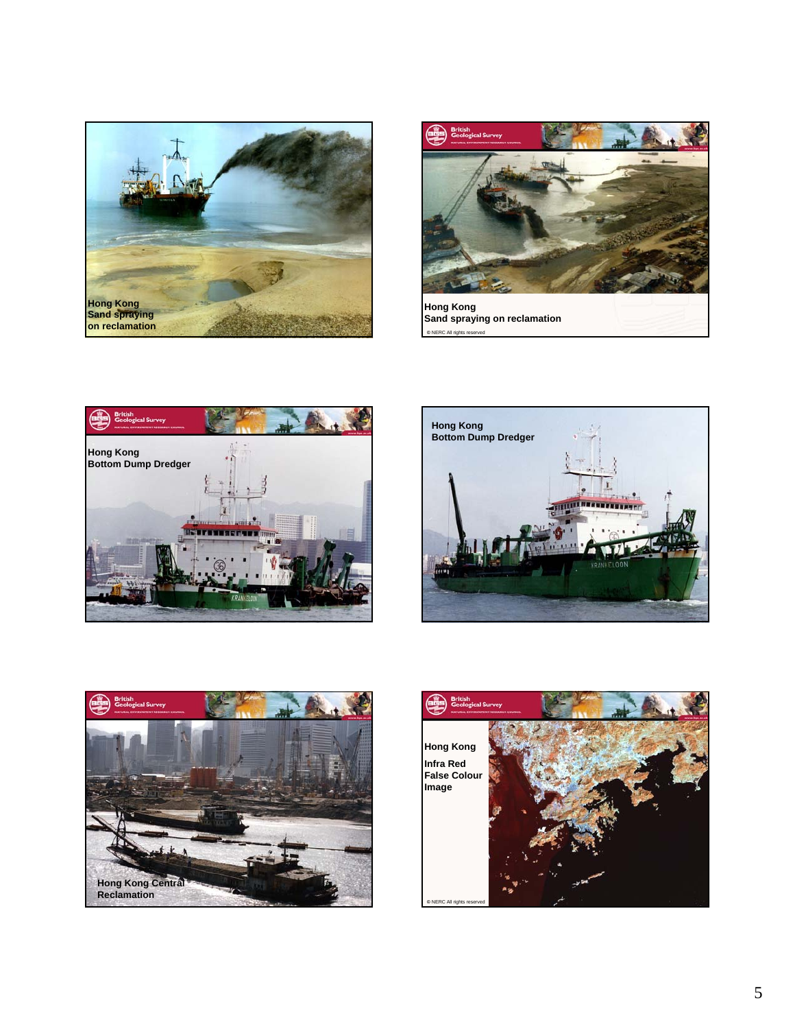Hong Kong
Sand spraying
on reclamation

Hong Kong
Sand spraying on reclamation

© NERC All rights reserved

Hong Kong
Bottom Dump Dredger

Hong Kong
Bottom Dump Dredger

Hong Kong Central
Reclamation

Hong Kong

Infra Red
False Colour
Image

© NERC All rights reserved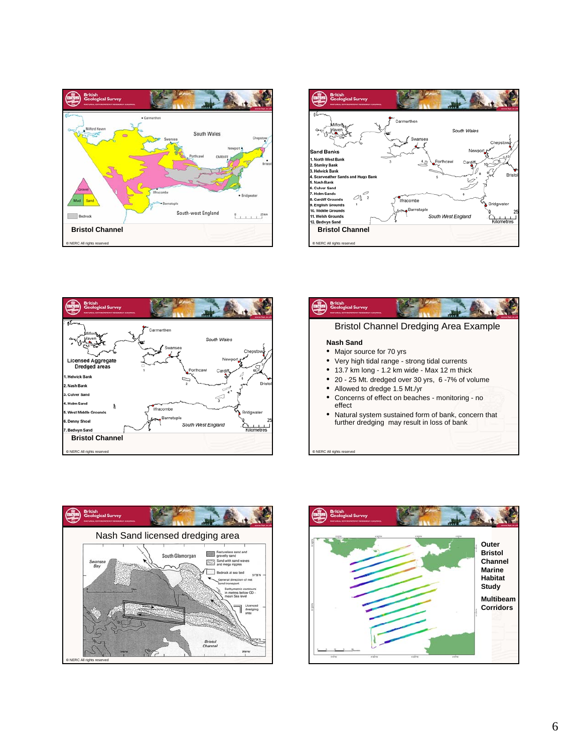**Bristol Channel**

© NERC All rights reserved

**Sand Banks**

1. North West Bank
2. Stanley Bank
3. Helwick Bank
4. Scarweather Sands and Hugo Bank
5. Nash Bank
6. Culver Sand
7. Holm Sands
8. Cardiff Grounds
9. English Grounds
10. Middle Grounds
11. Welsh Grounds
12. Bedwyn Sand

**Bristol Channel**

© NERC All rights reserved

**Licensed Aggregate Dredged areas**

1. Helwick Bank
2. Nash Bank
3. Culver Sand
4. Holm Sand
5. West Middle Grounds
6. Denny Shoal
7. Bedwyn Sand

**Bristol Channel**

© NERC All rights reserved

## Bristol Channel Dredging Area Example

**Nash Sand**

- Major source for 70 yrs
- Very high tidal range - strong tidal currents
- 13.7 km long - 1.2 km wide - Max 12 m thick
- 20 - 25 Mt. dredged over 30 yrs, 6 -7% of volume
- Allowed to dredge 1.5 Mt./yr
- Concerns of effect on beaches - monitoring - no effect
- Natural system sustained form of bank, concern that further dredging may result in loss of bank

© NERC All rights reserved

## Nash Sand licensed dredging area

© NERC All rights reserved

**Outer Bristol Channel Marine Habitat Study**

**Multibeam Corridors**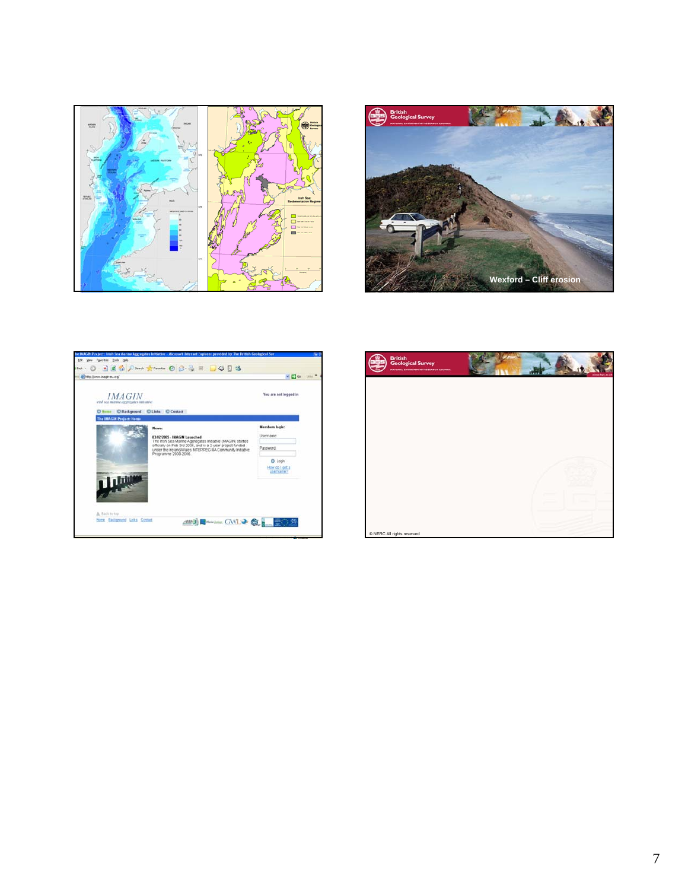Wexford – Cliff erosion

© NERC All rights reserved